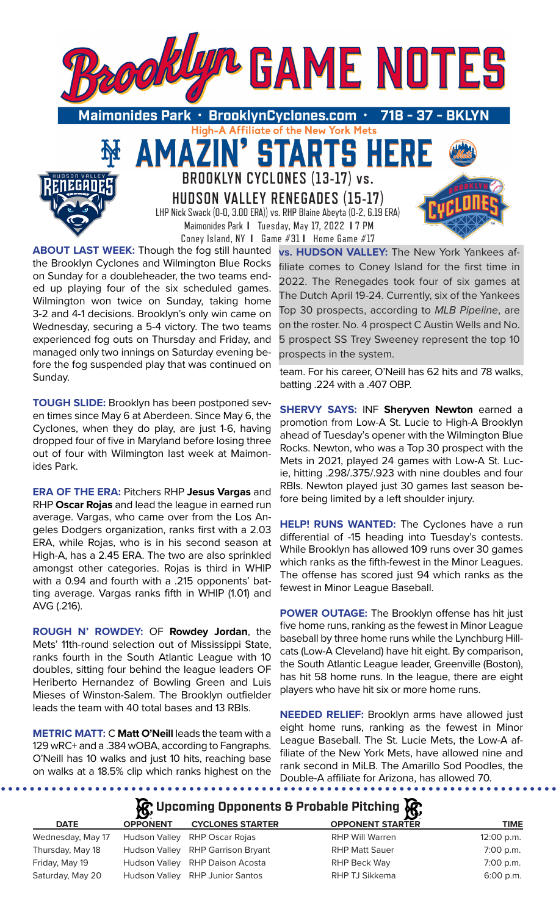# Brooklyn GAME NOTES

**Maimonides Park • BrooklynCyclones.com • 718 - 37 - BKLYN**

High-A Affiliate of the New York Mets

## AMAZIN' STARTS HERE

### BROOKLYN CYCLONES (13-17) vs. HUDSON VALLEY RENEGADES (15-17)

LHP Nick Swack (0-0, 3.00 ERA)) vs. RHP Blaine Abeyta (0-2, 6.19 ERA)

Maimonides Park | Tuesday, May 17, 2022 | 7 PM

Coney Island, NY | Game #31 | Home Game #17

**ABOUT LAST WEEK:** Though the fog still haunted the Brooklyn Cyclones and Wilmington Blue Rocks on Sunday for a doubleheader, the two teams ended up playing four of the six scheduled games. Wilmington won twice on Sunday, taking home 3-2 and 4-1 decisions. Brooklyn's only win came on Wednesday, securing a 5-4 victory. The two teams experienced fog outs on Thursday and Friday, and managed only two innings on Saturday evening before the fog suspended play that was continued on Sunday.

**TOUGH SLIDE:** Brooklyn has been postponed seven times since May 6 at Aberdeen. Since May 6, the Cyclones, when they do play, are just 1-6, having dropped four of five in Maryland before losing three out of four with Wilmington last week at Maimonides Park.

**ERA OF THE ERA:** Pitchers RHP **Jesus Vargas** and RHP **Oscar Rojas** and lead the league in earned run average. Vargas, who came over from the Los Angeles Dodgers organization, ranks first with a 2.03 ERA, while Rojas, who is in his second season at High-A, has a 2.45 ERA. The two are also sprinkled amongst other categories. Rojas is third in WHIP with a 0.94 and fourth with a .215 opponents' batting average. Vargas ranks fifth in WHIP (1.01) and AVG (.216).

**ROUGH N' ROWDEY:** OF **Rowdey Jordan**, the Mets' 11th-round selection out of Mississippi State, ranks fourth in the South Atlantic League with 10 doubles, sitting four behind the league leaders OF Heriberto Hernandez of Bowling Green and Luis Mieses of Winston-Salem. The Brooklyn outfielder leads the team with 40 total bases and 13 RBIs.

**METRIC MATT:** C **Matt O'Neill** leads the team with a 129 wRC+ and a .384 wOBA, according to Fangraphs. O'Neill has 10 walks and just 10 hits, reaching base on walks at a 18.5% clip which ranks highest on the team. For his career, O'Neill has 62 hits and 78 walks, batting .224 with a .407 OBP.

**vs. HUDSON VALLEY:** The New York Yankees affiliate comes to Coney Island for the first time in 2022. The Renegades took four of six games at The Dutch April 19-24. Currently, six of the Yankees Top 30 prospects, according to *MLB Pipeline*, are on the roster. No. 4 prospect C Austin Wells and No. 5 prospect SS Trey Sweeney represent the top 10 prospects in the system.

**SHERVY SAYS:** INF **Sheryven Newton** earned a promotion from Low-A St. Lucie to High-A Brooklyn ahead of Tuesday's opener with the Wilmington Blue Rocks. Newton, who was a Top 30 prospect with the Mets in 2021, played 24 games with Low-A St. Lucie, hitting .298/.375/.923 with nine doubles and four RBIs. Newton played just 30 games last season before being limited by a left shoulder injury.

**HELP! RUNS WANTED:** The Cyclones have a run differential of -15 heading into Tuesday's contests. While Brooklyn has allowed 109 runs over 30 games which ranks as the fifth-fewest in the Minor Leagues. The offense has scored just 94 which ranks as the fewest in Minor League Baseball.

**POWER OUTAGE:** The Brooklyn offense has hit just five home runs, ranking as the fewest in Minor League baseball by three home runs while the Lynchburg Hillcats (Low-A Cleveland) have hit eight. By comparison, the South Atlantic League leader, Greenville (Boston), has hit 58 home runs. In the league, there are eight players who have hit six or more home runs.

**NEEDED RELIEF:** Brooklyn arms have allowed just eight home runs, ranking as the fewest in Minor League Baseball. The St. Lucie Mets, the Low-A affiliate of the New York Mets, have allowed nine and rank second in MiLB. The Amarillo Sod Poodles, the Double-A affiliate for Arizona, has allowed 70.

## Upcoming Opponents & Probable Pitching

| DATE | OPPONENT | CYCLONES STARTER | OPPONENT STARTER | TIME |
|---|---|---|---|---|
| Wednesday, May 17 | Hudson Valley | RHP Oscar Rojas | RHP Will Warren | 12:00 p.m. |
| Thursday, May 18 | Hudson Valley | RHP Garrison Bryant | RHP Matt Sauer | 7:00 p.m. |
| Friday, May 19 | Hudson Valley | RHP Daison Acosta | RHP Beck Way | 7:00 p.m. |
| Saturday, May 20 | Hudson Valley | RHP Junior Santos | RHP TJ Sikkema | 6:00 p.m. |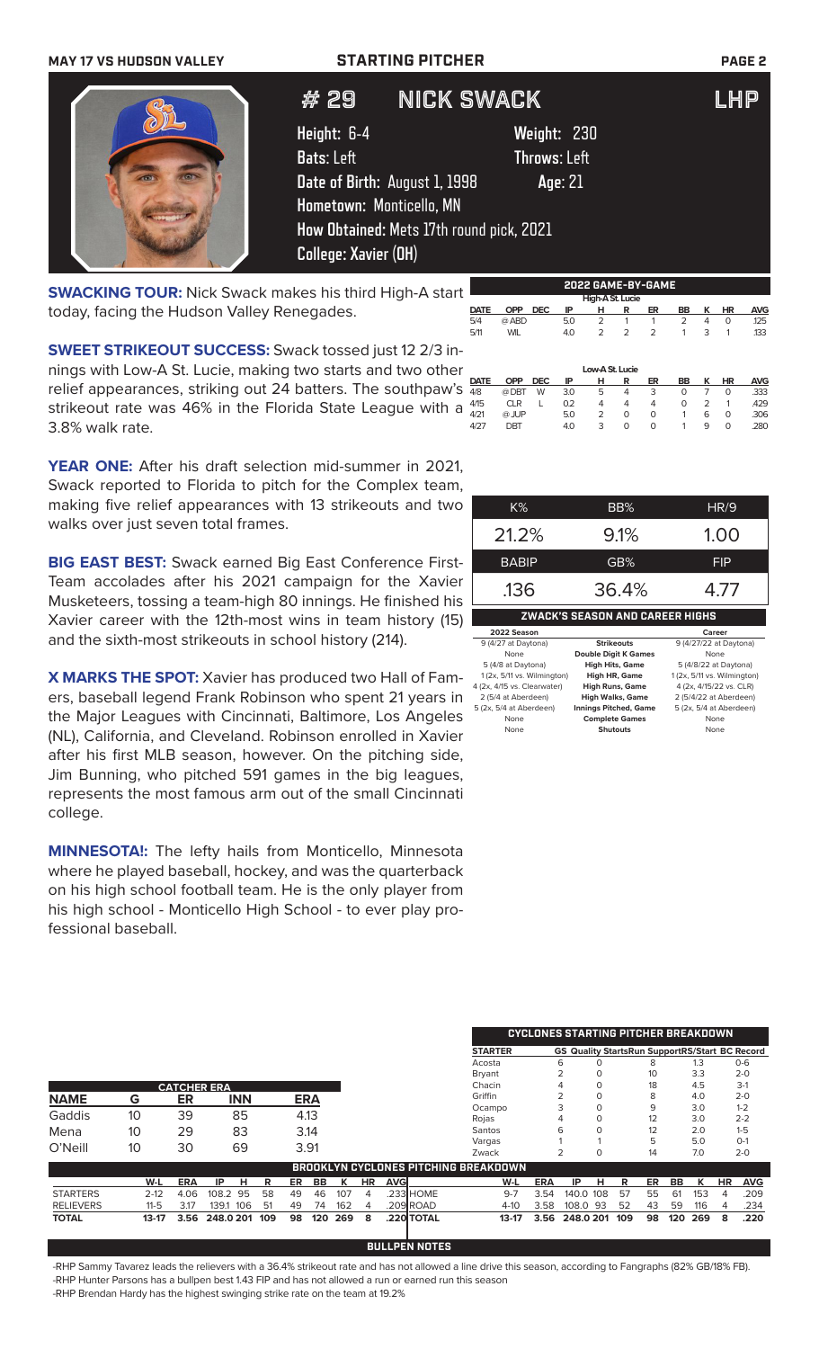MAY 17 VS HUDSON VALLEY — STARTING PITCHER

# #29 NICK SWACK — LHP

**Height:** 6-4 **Weight:** 230
**Bats:** Left **Throws:** Left
**Date of Birth:** August 1, 1998 **Age:** 21
**Hometown:** Monticello, MN
**How Obtained:** Mets 17th round pick, 2021
**College:** Xavier (OH)

**SWACKING TOUR:** Nick Swack makes his third High-A start today, facing the Hudson Valley Renegades.

**SWEET STRIKEOUT SUCCESS:** Swack tossed just 12 2/3 innings with Low-A St. Lucie, making two starts and two other relief appearances, striking out 24 batters. The southpaw's strikeout rate was 46% in the Florida State League with a 3.8% walk rate.

**YEAR ONE:** After his draft selection mid-summer in 2021, Swack reported to Florida to pitch for the Complex team, making five relief appearances with 13 strikeouts and two walks over just seven total frames.

**BIG EAST BEST:** Swack earned Big East Conference First-Team accolades after his 2021 campaign for the Xavier Musketeers, tossing a team-high 80 innings. He finished his Xavier career with the 12th-most wins in team history (15) and the sixth-most strikeouts in school history (214).

**X MARKS THE SPOT:** Xavier has produced two Hall of Famers, baseball legend Frank Robinson who spent 21 years in the Major Leagues with Cincinnati, Baltimore, Los Angeles (NL), California, and Cleveland. Robinson enrolled in Xavier after his first MLB season, however. On the pitching side, Jim Bunning, who pitched 591 games in the big leagues, represents the most famous arm out of the small Cincinnati college.

**MINNESOTA!:** The lefty hails from Monticello, Minnesota where he played baseball, hockey, and was the quarterback on his high school football team. He is the only player from his high school - Monticello High School - to ever play professional baseball.

## 2022 GAME-BY-GAME

**High-A St. Lucie**

| DATE | OPP | DEC | IP | H | R | ER | BB | K | HR | AVG |
|---|---|---|---|---|---|---|---|---|---|---|
| 5/4 | @ ABD | | 5.0 | 2 | 1 | 1 | 2 | 4 | 0 | .125 |
| 5/11 | WIL | | 4.0 | 2 | 2 | 2 | 1 | 3 | 1 | .133 |

**Low-A St. Lucie**

| DATE | OPP | DEC | IP | H | R | ER | BB | K | HR | AVG |
|---|---|---|---|---|---|---|---|---|---|---|
| 4/8 | @ DBT | W | 3.0 | 5 | 4 | 3 | 0 | 7 | 0 | .333 |
| 4/15 | CLR | L | 0.2 | 4 | 4 | 4 | 0 | 2 | 1 | .429 |
| 4/21 | @ JUP | | 5.0 | 2 | 0 | 0 | 1 | 6 | 0 | .306 |
| 4/27 | DBT | | 4.0 | 3 | 0 | 0 | 1 | 9 | 0 | .280 |

| K% | BB% | HR/9 |
|---|---|---|
| 21.2% | 9.1% | 1.00 |
| **BABIP** | **GB%** | **FIP** |
| .136 | 36.4% | 4.77 |

## ZWACK'S SEASON AND CAREER HIGHS

| 2022 Season | | Career |
|---|---|---|
| 9 (4/27 at Daytona) | Strikeouts | 9 (4/27/22 at Daytona) |
| None | Double Digit K Games | None |
| 5 (4/8 at Daytona) | High Hits, Game | 5 (4/8/22 at Daytona) |
| 1 (2x, 5/11 vs. Wilmington) | High HR, Game | 1 (2x, 5/11 vs. Wilmington) |
| 4 (2x, 4/15 vs. Clearwater) | High Runs, Game | 4 (2x, 4/15/22 vs. CLR) |
| 2 (5/4 at Aberdeen) | High Walks, Game | 2 (5/4/22 at Aberdeen) |
| 5 (2x, 5/4 at Aberdeen) | Innings Pitched, Game | 5 (2x, 5/4 at Aberdeen) |
| None | Complete Games | None |
| None | Shutouts | None |

## CATCHER ERA

| NAME | G | ER | INN | ERA |
|---|---|---|---|---|
| Gaddis | 10 | 39 | 85 | 4.13 |
| Mena | 10 | 29 | 83 | 3.14 |
| O'Neill | 10 | 30 | 69 | 3.91 |

## CYCLONES STARTING PITCHER BREAKDOWN

| STARTER | GS | Quality Starts | Run Support | RS/Start | BC Record |
|---|---|---|---|---|---|
| Acosta | 6 | 0 | 8 | 1.3 | 0-6 |
| Bryant | 2 | 0 | 10 | 3.3 | 2-0 |
| Chacin | 4 | 0 | 18 | 4.5 | 3-1 |
| Griffin | 2 | 0 | 8 | 4.0 | 2-0 |
| Ocampo | 3 | 0 | 9 | 3.0 | 1-2 |
| Rojas | 4 | 0 | 12 | 3.0 | 2-2 |
| Santos | 6 | 0 | 12 | 2.0 | 1-5 |
| Vargas | 1 | 1 | 5 | 5.0 | 0-1 |
| Zwack | 2 | 0 | 14 | 7.0 | 2-0 |

## BROOKLYN CYCLONES PITCHING BREAKDOWN

| | W-L | ERA | IP | H | R | ER | BB | K | HR | AVG |
|---|---|---|---|---|---|---|---|---|---|---|
| STARTERS | 2-12 | 4.06 | 108.2 | 95 | 58 | 49 | 46 | 107 | 4 | .233 |
| RELIEVERS | 11-5 | 3.17 | 139.1 | 106 | 51 | 49 | 74 | 162 | 4 | .209 |
| TOTAL | 13-17 | 3.56 | 248.0 | 201 | 109 | 98 | 120 | 269 | 8 | .220 |

| | W-L | ERA | IP | H | R | ER | BB | K | HR | AVG |
|---|---|---|---|---|---|---|---|---|---|---|
| HOME | 9-7 | 3.54 | 140.0 | 108 | 57 | 55 | 61 | 153 | 4 | .209 |
| ROAD | 4-10 | 3.58 | 108.0 | 93 | 52 | 43 | 59 | 116 | 4 | .234 |
| TOTAL | 13-17 | 3.56 | 248.0 | 201 | 109 | 98 | 120 | 269 | 8 | .220 |

## BULLPEN NOTES

- RHP Sammy Tavarez leads the relievers with a 36.4% strikeout rate and has not allowed a line drive this season, according to Fangraphs (82% GB/18% FB).
- RHP Hunter Parsons has a bullpen best 1.43 FIP and has not allowed a run or earned run this season
- RHP Brendan Hardy has the highest swinging strike rate on the team at 19.2%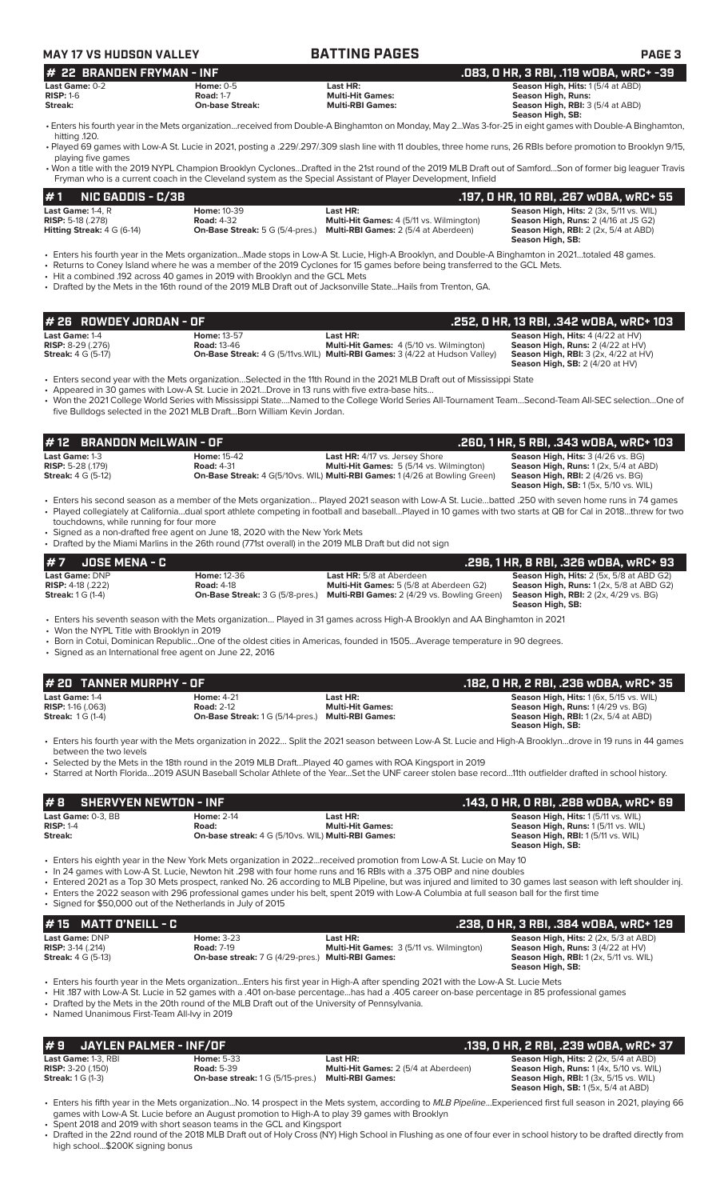## # 22 BRANDEN FRYMAN - INF — .083, 0 HR, 3 RBI, .119 wOBA, wRC+ -39

| | | | |
|---|---|---|---|
| **Last Game:** 0-2 | **Home:** 0-5 | **Last HR:** | **Season High, Hits:** 1 (5/4 at ABD) |
| **RISP:** 1-6 | **Road:** 1-7 | **Multi-Hit Games:** | **Season High, Runs:** |
| **Streak:** | **On-base Streak:** | **Multi-RBI Games:** | **Season High, RBI:** 3 (5/4 at ABD) |
| | | | **Season High, SB:** |

- Enters his fourth year in the Mets organization...received from Double-A Binghamton on Monday, May 2...Was 3-for-25 in eight games with Double-A Binghamton, hitting .120.
- Played 69 games with Low-A St. Lucie in 2021, posting a .229/.297/.309 slash line with 11 doubles, three home runs, 26 RBIs before promotion to Brooklyn 9/15, playing five games
- Won a title with the 2019 NYPL Champion Brooklyn Cyclones...Drafted in the 21st round of the 2019 MLB Draft out of Samford...Son of former big leaguer Travis Fryman who is a current coach in the Cleveland system as the Special Assistant of Player Development, Infield

## # 1 NIC GADDIS - C/3B — .197, 0 HR, 10 RBI, .267 wOBA, wRC+ 55

| | | | |
|---|---|---|---|
| **Last Game:** 1-4, R | **Home:** 10-39 | **Last HR:** | **Season High, Hits:** 2 (3x, 5/11 vs. WIL) |
| **RISP:** 5-18 (.278) | **Road:** 4-32 | **Multi-Hit Games:** 4 (5/11 vs. Wilmington) | **Season High, Runs:** 2 (4/16 at JS G2) |
| **Hitting Streak:** 4 G (6-14) | **On-Base Streak:** 5 G (5/4-pres.) | **Multi-RBI Games:** 2 (5/4 at Aberdeen) | **Season High, RBI:** 2 (2x, 5/4 at ABD) |
| | | | **Season High, SB:** |

- Enters his fourth year in the Mets organization...Made stops in Low-A St. Lucie, High-A Brooklyn, and Double-A Binghamton in 2021...totaled 48 games.
- Returns to Coney Island where he was a member of the 2019 Cyclones for 15 games before being transferred to the GCL Mets.
- Hit a combined .192 across 40 games in 2019 with Brooklyn and the GCL Mets
- Drafted by the Mets in the 16th round of the 2019 MLB Draft out of Jacksonville State...Hails from Trenton, GA.

## # 26 ROWDEY JORDAN - OF — .252, 0 HR, 13 RBI, .342 wOBA, wRC+ 103

| | | | |
|---|---|---|---|
| **Last Game:** 1-4 | **Home:** 13-57 | **Last HR:** | **Season High, Hits:** 4 (4/22 at HV) |
| **RISP:** 8-29 (.276) | **Road:** 13-46 | **Multi-Hit Games:** 4 (5/10 vs. Wilmington) | **Season High, Runs:** 2 (4/22 at HV) |
| **Streak:** 4 G (5-17) | **On-Base Streak:** 4 G (5/11vs.WIL) | **Multi-RBI Games:** 3 (4/22 at Hudson Valley) | **Season High, RBI:** 3 (2x, 4/22 at HV) |
| | | | **Season High, SB:** 2 (4/20 at HV) |

- Enters second year with the Mets organization...Selected in the 11th Round in the 2021 MLB Draft out of Mississippi State
- Appeared in 30 games with Low-A St. Lucie in 2021...Drove in 13 runs with five extra-base hits...
- Won the 2021 College World Series with Mississippi State....Named to the College World Series All-Tournament Team...Second-Team All-SEC selection...One of five Bulldogs selected in the 2021 MLB Draft...Born William Kevin Jordan.

## # 12 BRANDON McILWAIN - OF — .260, 1 HR, 5 RBI, .343 wOBA, wRC+ 103

| | | | |
|---|---|---|---|
| **Last Game:** 1-3 | **Home:** 15-42 | **Last HR:** 4/17 vs. Jersey Shore | **Season High, Hits:** 3 (4/26 vs. BG) |
| **RISP:** 5-28 (.179) | **Road:** 4-31 | **Multi-Hit Games:** 5 (5/14 vs. Wilmington) | **Season High, Runs:** 1 (2x, 5/4 at ABD) |
| **Streak:** 4 G (5-12) | **On-Base Streak:** 4 G(5/10vs. WIL) | **Multi-RBI Games:** 1 (4/26 at Bowling Green) | **Season High, RBI:** 2 (4/26 vs. BG) |
| | | | **Season High, SB:** 1 (5x, 5/10 vs. WIL) |

- Enters his second season as a member of the Mets organization... Played 2021 season with Low-A St. Lucie...batted .250 with seven home runs in 74 games
- Played collegiately at California...dual sport athlete competing in football and baseball...Played in 10 games with two starts at QB for Cal in 2018...threw for two touchdowns, while running for four more
- Signed as a non-drafted free agent on June 18, 2020 with the New York Mets
- Drafted by the Miami Marlins in the 26th round (771st overall) in the 2019 MLB Draft but did not sign

## # 7 JOSE MENA - C — .296, 1 HR, 8 RBI, .326 wOBA, wRC+ 93

| | | | |
|---|---|---|---|
| **Last Game:** DNP | **Home:** 12-36 | **Last HR:** 5/8 at Aberdeen | **Season High, Hits:** 2 (5x, 5/8 at ABD G2) |
| **RISP:** 4-18 (.222) | **Road:** 4-18 | **Multi-Hit Games:** 5 (5/8 at Aberdeen G2) | **Season High, Runs:** 1 (2x, 5/8 at ABD G2) |
| **Streak:** 1 G (1-4) | **On-Base Streak:** 3 G (5/8-pres.) | **Multi-RBI Games:** 2 (4/29 vs. Bowling Green) | **Season High, RBI:** 2 (2x, 4/29 vs. BG) |
| | | | **Season High, SB:** |

- Enters his seventh season with the Mets organization... Played in 31 games across High-A Brooklyn and AA Binghamton in 2021
- Won the NYPL Title with Brooklyn in 2019
- Born in Cotui, Dominican Republic...One of the oldest cities in Americas, founded in 1505...Average temperature in 90 degrees.
- Signed as an International free agent on June 22, 2016

## # 20 TANNER MURPHY - OF — .182, 0 HR, 2 RBI, .236 wOBA, wRC+ 35

| | | | |
|---|---|---|---|
| **Last Game:** 1-4 | **Home:** 4-21 | **Last HR:** | **Season High, Hits:** 1 (6x, 5/15 vs. WIL) |
| **RISP:** 1-16 (.063) | **Road:** 2-12 | **Multi-Hit Games:** | **Season High, Runs:** 1 (4/29 vs. BG) |
| **Streak:** 1 G (1-4) | **On-Base Streak:** 1 G (5/14-pres.) | **Multi-RBI Games:** | **Season High, RBI:** 1 (2x, 5/4 at ABD) |
| | | | **Season High, SB:** |

- Enters his fourth year with the Mets organization in 2022... Split the 2021 season between Low-A St. Lucie and High-A Brooklyn...drove in 19 runs in 44 games between the two levels
- Selected by the Mets in the 18th round in the 2019 MLB Draft...Played 40 games with ROA Kingsport in 2019
- Starred at North Florida...2019 ASUN Baseball Scholar Athlete of the Year...Set the UNF career stolen base record...11th outfielder drafted in school history.

## # 8 SHERVYEN NEWTON - INF — .143, 0 HR, 0 RBI, .288 wOBA, wRC+ 69

| | | | |
|---|---|---|---|
| **Last Game:** 0-3, BB | **Home:** 2-14 | **Last HR:** | **Season High, Hits:** 1 (5/11 vs. WIL) |
| **RISP:** 1-4 | **Road:** | **Multi-Hit Games:** | **Season High, Runs:** 1 (5/11 vs. WIL) |
| **Streak:** | **On-base streak:** 4 G (5/10vs. WIL) | **Multi-RBI Games:** | **Season High, RBI:** 1 (5/11 vs. WIL) |
| | | | **Season High, SB:** |

- Enters his eighth year in the New York Mets organization in 2022...received promotion from Low-A St. Lucie on May 10
- In 24 games with Low-A St. Lucie, Newton hit .298 with four home runs and 16 RBIs with a .375 OBP and nine doubles
- Entered 2021 as a Top 30 Mets prospect, ranked No. 26 according to MLB Pipeline, but was injured and limited to 30 games last season with left shoulder inj.
- Enters the 2022 season with 296 professional games under his belt, spent 2019 with Low-A Columbia at full season ball for the first time
- Signed for $50,000 out of the Netherlands in July of 2015

## # 15 MATT O'NEILL - C — .238, 0 HR, 3 RBI, .384 wOBA, wRC+ 129

| | | | |
|---|---|---|---|
| **Last Game:** DNP | **Home:** 3-23 | **Last HR:** | **Season High, Hits:** 2 (2x, 5/3 at ABD) |
| **RISP:** 3-14 (.214) | **Road:** 7-19 | **Multi-Hit Games:** 3 (5/11 vs. Wilmington) | **Season High, Runs:** 2 (4/22 at HV) |
| **Streak:** 4 G (5-13) | **On-base streak:** 7 G (4/29-pres.) | **Multi-RBI Games:** | **Season High, RBI:** 1 (2x, 5/11 vs. WIL) |
| | | | **Season High, SB:** |

- Enters his fourth year in the Mets organization...Enters his first year in High-A after spending 2021 with the Low-A St. Lucie Mets
- Hit .187 with Low-A St. Lucie in 52 games with a .401 on-base percentage...has had a .405 career on-base percentage in 85 professional games
- Drafted by the Mets in the 20th round of the MLB Draft out of the University of Pennsylvania.
- Named Unanimous First-Team All-Ivy in 2019

## # 9 JAYLEN PALMER - INF/OF — .139, 0 HR, 2 RBI, .239 wOBA, wRC+ 37

| | | | |
|---|---|---|---|
| **Last Game:** 1-3, RBI | **Home:** 5-33 | **Last HR:** | **Season High, Hits:** 2 (2x, 5/4 at ABD) |
| **RISP:** 3-20 (.150) | **Road:** 5-39 | **Multi-Hit Games:** 2 (5/4 at Aberdeen) | **Season High, Runs:** 1 (4x, 5/10 vs. WIL) |
| **Streak:** 1 G (1-3) | **On-base streak:** 1 G (5/15-pres.) | **Multi-RBI Games:** | **Season High, RBI:** 1 (3x, 5/15 vs. WIL) |
| | | | **Season High, SB:** 1 (5x, 5/4 at ABD) |

- Enters his fifth year in the Mets organization...No. 14 prospect in the Mets system, according to *MLB Pipeline*...Experienced first full season in 2021, playing 66 games with Low-A St. Lucie before an August promotion to High-A to play 39 games with Brooklyn
- Spent 2018 and 2019 with short season teams in the GCL and Kingsport
- Drafted in the 22nd round of the 2018 MLB Draft out of Holy Cross (NY) High School in Flushing as one of four ever in school history to be drafted directly from high school...$200K signing bonus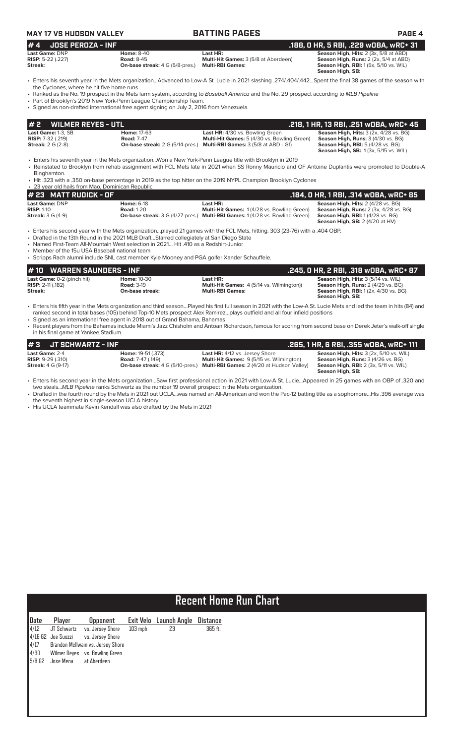**MAY 17 VS HUDSON VALLEY** — **BATTING PAGES**

## # 4 JOSE PEROZA - INF
**.188, 0 HR, 5 RBI, .229 wOBA, wRC+ 31**

**Last Game:** DNP
**RISP:** 5-22 (.227)
**Streak:**
**Home:** 8-40
**Road:** 8-45
**On-base streak:** 4 G (5/8-pres.)
**Last HR:**
**Multi-Hit Games:** 3 (5/8 at Aberdeen)
**Multi-RBI Games:**
**Season High, Hits:** 2 (3x, 5/8 at ABD)
**Season High, Runs:** 2 (2x, 5/4 at ABD)
**Season High, RBI:** 1 (5x, 5/10 vs. WIL)
**Season High, SB:**

- Enters his seventh year in the Mets organization...Advanced to Low-A St. Lucie in 2021 slashing .274/.404/.442...Spent the final 38 games of the season with the Cyclones, where he hit five home runs
- Ranked as the No. 19 prospect in the Mets farm system, according to *Baseball America* and the No. 29 prospect according to *MLB Pipeline*
- Part of Brooklyn's 2019 New York-Penn League Championship Team.
- Signed as non-drafted international free agent signing on July 2, 2016 from Venezuela.

## # 2 WILMER REYES - UTL
**.218, 1 HR, 13 RBI, .251 wOBA, wRC+ 45**

**Last Game:** 1-3, SB
**RISP:** 7-32 (.219)
**Streak:** 2 G (2-8)
**Home:** 17-63
**Road:** 7-47
**On-base streak:** 2 G (5/14-pres.)
**Last HR:** 4/30 vs. Bowling Green
**Multi-Hit Games:** 5 (4/30 vs. Bowling Green)
**Multi-RBI Games:** 3 (5/8 at ABD - G1)
**Season High, Hits:** 3 (2x, 4/28 vs. BG)
**Season High, Runs:** 3 (4/30 vs. BG)
**Season High, RBI:** 5 (4/28 vs. BG)
**Season High, SB:** 1 (3x, 5/15 vs. WIL)

- Enters his seventh year in the Mets organization...Won a New York-Penn League title with Brooklyn in 2019
- Reinstated to Brooklyn from rehab assignment with FCL Mets late in 2021 when SS Ronny Mauricio and OF Antoine Duplantis were promoted to Double-A Binghamton.
- Hit .323 with a .350 on-base percentage in 2019 as the top hitter on the 2019 NYPL Champion Brooklyn Cyclones
- 23 year old hails from Mao, Dominican Republic

## # 23 MATT RUDICK - OF
**.184, 0 HR, 1 RBI, .314 wOBA, wRC+ 85**

**Last Game:** DNP
**RISP:** 1-10
**Streak:** 3 G (4-9)
**Home:** 6-18
**Road:** 1-20
**On-base streak:** 3 G (4/27-pres.)
**Last HR:**
**Multi-Hit Games:** 1 (4/28 vs. Bowling Green)
**Multi-RBI Games:** 1 (4/28 vs. Bowling Green)
**Season High, Hits:** 2 (4/28 vs. BG)
**Season High, Runs:** 2 (3x, 4/28 vs. BG)
**Season High, RBI:** 1 (4/28 vs. BG)
**Season High, SB:** 2 (4/20 at HV)

- Enters his second year with the Mets organization...played 21 games with the FCL Mets, hitting. 303 (23-76) with a .404 OBP.
- Drafted in the 13th Round in the 2021 MLB Draft...Starred collegiately at San Diego State
- Named First-Team All-Mountain West selection in 2021... Hit .410 as a Redshirt-Junior
- Member of the 15u USA Baseball national team
- Scripps Rach alumni include SNL cast member Kyle Mooney and PGA golfer Xander Schauffele.

## # 10 WARREN SAUNDERS - INF
**.245, 0 HR, 2 RBI, .318 wOBA, wRC+ 87**

**Last Game:** 0-2 (pinch hit)
**RISP:** 2-11 (.182)
**Streak:**
**Home:** 10-30
**Road:** 3-19
**On-base streak:**
**Last HR:**
**Multi-Hit Games:** 4 (5/14 vs. Wilmington))
**Multi-RBI Games:**
**Season High, Hits:** 3 (5/14 vs. WIL)
**Season High, Runs:** 2 (4/29 vs. BG)
**Season High, RBI:** 1 (2x, 4/30 vs. BG)
**Season High, SB:**

- Enters his fifth year in the Mets organization and third season...Played his first full season in 2021 with the Low-A St. Lucie Mets and led the team in hits (84) and ranked second in total bases (105) behind Top-10 Mets prospect Alex Ramirez...plays outfield and all four infield positions
- Signed as an international free agent in 2018 out of Grand Bahama, Bahamas
- Recent players from the Bahamas include Miami's Jazz Chisholm and Antoan Richardson, famous for scoring from second base on Derek Jeter's walk-off single in his final game at Yankee Stadium.

## # 3 JT SCHWARTZ - INF
**.265, 1 HR, 6 RBI, .355 wOBA, wRC+ 111**

**Last Game:** 2-4
**RISP:** 9-29 (.310)
**Streak:** 4 G (9-17)
**Home:** 19-51 (.373)
**Road:** 7-47 (.149)
**On-base streak:** 4 G (5/10-pres.)
**Last HR:** 4/12 vs. Jersey Shore
**Multi-Hit Games:** 9 (5/15 vs. Wilmington)
**Multi-RBI Games:** 2 (4/20 at Hudson Valley)
**Season High, Hits:** 3 (2x, 5/10 vs. WIL)
**Season High, Runs:** 3 (4/26 vs. BG)
**Season High, RBI:** 2 (3x, 5/11 vs. WIL)
**Season High, SB:**

- Enters his second year in the Mets organization...Saw first professional action in 2021 with Low-A St. Lucie...Appeared in 25 games with an OBP of .320 and two steals...*MLB Pipeline* ranks Schwartz as the number 19 overall prospect in the Mets organization.
- Drafted in the fourth round by the Mets in 2021 out UCLA...was named an All-American and won the Pac-12 batting title as a sophomore...His .396 average was the seventh highest in single-season UCLA history
- His UCLA teammate Kevin Kendall was also drafted by the Mets in 2021

## Recent Home Run Chart

| Date | Player | Opponent | Exit Velo | Launch Angle | Distance |
|---|---|---|---|---|---|
| 4/12 | JT Schwartz | vs. Jersey Shore | 103 mph | 23 | 365 ft. |
| 4/16 G2 | Joe Suozzi | vs. Jersey Shore | | | |
| 4/17 | Brandon McIlwain | vs. Jersey Shore | | | |
| 4/30 | Wilmer Reyes | vs. Bowling Green | | | |
| 5/8 G2 | Jose Mena | at Aberdeen | | | |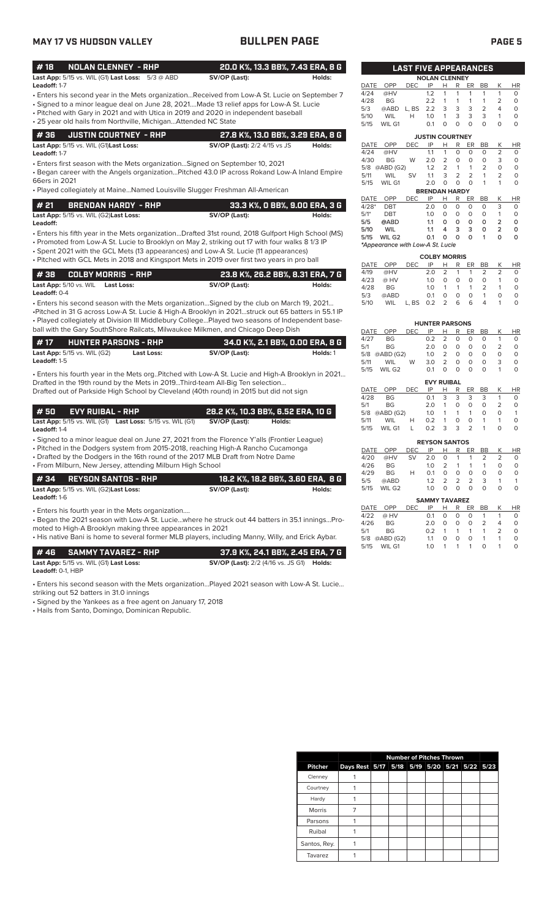MAY 17 VS HUDSON VALLEY

# BULLPEN PAGE

## # 18 NOLAN CLENNEY - RHP — 20.0 K%, 13.3 BB%, 7.43 ERA, 8 G

**Last App:** 5/15 vs. WIL (G1) **Last Loss:** 5/3 @ ABD **SV/OP (Last):** **Holds:**
**Leadoff:** 1-7

- Enters his second year in the Mets organization...Received from Low-A St. Lucie on September 7
- Signed to a minor league deal on June 28, 2021....Made 13 relief apps for Low-A St. Lucie
- Pitched with Gary in 2021 and with Utica in 2019 and 2020 in independent baseball
- 25 year old hails from Northville, Michigan...Attended NC State

## # 36 JUSTIN COURTNEY - RHP — 27.8 K%, 13.0 BB%, 3.29 ERA, 8 G

**Last App:** 5/15 vs. WIL (G1) **Last Loss:** **SV/OP (Last):** 2/2 4/15 vs JS **Holds:**
**Leadoff:** 1-7

- Enters first season with the Mets organization...Signed on September 10, 2021
- Began career with the Angels organization...Pitched 43.0 IP across Rokand Low-A Inland Empire 66ers in 2021
- Played collegiately at Maine...Named Louisville Slugger Freshman All-American

## # 21 BRENDAN HARDY - RHP — 33.3 K%, 0 BB%, 9.00 ERA, 3 G

**Last App:** 5/15 vs. WIL (G2) **Last Loss:** **SV/OP (Last):** **Holds:**
**Leadoff:**

- Enters his fifth year in the Mets organization...Drafted 31st round, 2018 Gulfport High School (MS)
- Promoted from Low-A St. Lucie to Brooklyn on May 2, striking out 17 with four walks 8 1/3 IP
- Spent 2021 with the GCL Mets (13 appearances) and Low-A St. Lucie (11 appearances)
- Pitched with GCL Mets in 2018 and Kingsport Mets in 2019 over first two years in pro ball

## # 38 COLBY MORRIS - RHP — 23.8 K%, 26.2 BB%, 8.31 ERA, 7 G

**Last App:** 5/10 vs. WIL **Last Loss:** **SV/OP (Last):** **Holds:**
**Leadoff:** 0-4

- Enters his second season with the Mets organization...Signed by the club on March 19, 2021...
- Pitched in 31 G across Low-A St. Lucie & High-A Brooklyn in 2021...struck out 65 batters in 55.1 IP
- Played collegiately at Division III Middlebury College...Played two seasons of Independent baseball with the Gary SouthShore Railcats, Milwaukee Milkmen, and Chicago Deep Dish

## # 17 HUNTER PARSONS - RHP — 34.0 K%, 2.1 BB%, 0.00 ERA, 8 G

**Last App:** 5/15 vs. WIL (G2) **Last Loss:** **SV/OP (Last):** **Holds:** 1
**Leadoff:** 1-5

- Enters his fourth year in the Mets org..Pitched with Low-A St. Lucie and High-A Brooklyn in 2021... Drafted in the 19th round by the Mets in 2019...Third-team All-Big Ten selection... Drafted out of Parkside High School by Cleveland (40th round) in 2015 but did not sign

## # 50 EVY RUIBAL - RHP — 28.2 K%, 10.3 BB%, 6.52 ERA, 10 G

**Last App:** 5/15 vs. WIL (G1) **Last Loss:** 5/15 vs. WIL (G1) **SV/OP (Last):** **Holds:**
**Leadoff:** 1-4

- Signed to a minor league deal on June 27, 2021 from the Florence Y'alls (Frontier League)
- Pitched in the Dodgers system from 2015-2018, reaching High-A Rancho Cucamonga
- Drafted by the Dodgers in the 16th round of the 2017 MLB Draft from Notre Dame
- From Milburn, New Jersey, attending Milburn High School

## # 34 REYSON SANTOS - RHP — 18.2 K%, 18.2 BB%, 3.60 ERA, 8 G

**Last App:** 5/15 vs. WIL (G2) **Last Loss:** **SV/OP (Last):** **Holds:**
**Leadoff:** 1-6

- Enters his fourth year in the Mets organization....
- Began the 2021 season with Low-A St. Lucie...where he struck out 44 batters in 35.1 innings...Promoted to High-A Brooklyn making three appearances in 2021
- His native Bani is home to several former MLB players, including Manny, Willy, and Erick Aybar.

## # 46 SAMMY TAVAREZ - RHP — 37.9 K%, 24.1 BB%, 2.45 ERA, 7 G

**Last App:** 5/15 vs. WIL (G1) **Last Loss:** **SV/OP (Last):** 2/2 (4/16 vs. JS G1) **Holds:**
**Leadoff:** 0-1, HBP

- Enters his second season with the Mets organization...Played 2021 season with Low-A St. Lucie... striking out 52 batters in 31.0 innings
- Signed by the Yankees as a free agent on January 17, 2018
- Hails from Santo, Domingo, Dominican Republic.

## LAST FIVE APPEARANCES

**NOLAN CLENNEY**

| DATE | OPP | DEC | IP | H | R | ER | BB | K | HR |
|---|---|---|---|---|---|---|---|---|---|
| 4/24 | @HV | | 1.2 | 1 | 1 | 1 | 1 | 1 | 0 |
| 4/28 | BG | | 2.2 | 1 | 1 | 1 | 1 | 2 | 0 |
| 5/3 | @ABD | L, BS | 2.2 | 3 | 3 | 3 | 2 | 4 | 0 |
| 5/10 | WIL | H | 1.0 | 1 | 3 | 3 | 3 | 1 | 0 |
| 5/15 | WIL G1 | | 0.1 | 0 | 0 | 0 | 0 | 0 | 0 |

**JUSTIN COURTNEY**

| DATE | OPP | DEC | IP | H | R | ER | BB | K | HR |
|---|---|---|---|---|---|---|---|---|---|
| 4/24 | @HV | | 1.1 | 1 | 0 | 0 | 0 | 2 | 0 |
| 4/30 | BG | W | 2.0 | 2 | 0 | 0 | 0 | 3 | 0 |
| 5/8 | @ABD (G2) | | 1.2 | 2 | 1 | 1 | 2 | 0 | 0 |
| 5/11 | WIL | SV | 1.1 | 3 | 2 | 2 | 1 | 2 | 0 |
| 5/15 | WIL G1 | | 2.0 | 0 | 0 | 0 | 1 | 1 | 0 |

**BRENDAN HARDY**

| DATE | OPP | DEC | IP | H | R | ER | BB | K | HR |
|---|---|---|---|---|---|---|---|---|---|
| 4/28* | DBT | | 2.0 | 0 | 0 | 0 | 0 | 3 | 0 |
| 5/1* | DBT | | 1.0 | 0 | 0 | 0 | 0 | 1 | 0 |
| 5/5 | @ABD | | 1.1 | 0 | 0 | 0 | 0 | 2 | 0 |
| 5/10 | WIL | | 1.1 | 4 | 3 | 3 | 0 | 2 | 0 |
| 5/15 | WIL G2 | | 0.1 | 0 | 0 | 0 | 1 | 0 | 0 |

*Appearance with Low-A St. Lucie

**COLBY MORRIS**

| DATE | OPP | DEC | IP | H | R | ER | BB | K | HR |
|---|---|---|---|---|---|---|---|---|---|
| 4/19 | @HV | | 2.0 | 2 | 1 | 1 | 2 | 2 | 0 |
| 4/23 | @ HV | | 1.0 | 0 | 0 | 0 | 0 | 1 | 0 |
| 4/28 | BG | | 1.0 | 1 | 1 | 1 | 2 | 1 | 0 |
| 5/3 | @ABD | | 0.1 | 0 | 0 | 0 | 1 | 0 | 0 |
| 5/10 | WIL | L, BS | 0.2 | 2 | 6 | 6 | 4 | 1 | 0 |

**HUNTER PARSONS**

| DATE | OPP | DEC | IP | H | R | ER | BB | K | HR |
|---|---|---|---|---|---|---|---|---|---|
| 4/27 | BG | | 0.2 | 2 | 0 | 0 | 0 | 1 | 0 |
| 5/1 | BG | | 2.0 | 0 | 0 | 0 | 0 | 2 | 0 |
| 5/8 | @ABD (G2) | | 1.0 | 2 | 0 | 0 | 0 | 0 | 0 |
| 5/11 | WIL | W | 3.0 | 2 | 0 | 0 | 0 | 3 | 0 |
| 5/15 | WIL G2 | | 0.1 | 0 | 0 | 0 | 0 | 1 | 0 |

**EVY RUIBAL**

| DATE | OPP | DEC | IP | H | R | ER | BB | K | HR |
|---|---|---|---|---|---|---|---|---|---|
| 4/28 | BG | | 0.1 | 3 | 3 | 3 | 3 | 1 | 0 |
| 5/1 | BG | | 2.0 | 1 | 0 | 0 | 0 | 2 | 0 |
| 5/8 | @ABD (G2) | | 1.0 | 1 | 1 | 1 | 0 | 0 | 1 |
| 5/11 | WIL | H | 0.2 | 1 | 0 | 0 | 1 | 1 | 0 |
| 5/15 | WIL G1 | L | 0.2 | 3 | 3 | 2 | 1 | 0 | 0 |

**REYSON SANTOS**

| DATE | OPP | DEC | IP | H | R | ER | BB | K | HR |
|---|---|---|---|---|---|---|---|---|---|
| 4/20 | @HV | SV | 2.0 | 0 | 1 | 1 | 2 | 2 | 0 |
| 4/26 | BG | | 1.0 | 2 | 1 | 1 | 1 | 0 | 0 |
| 4/29 | BG | H | 0.1 | 0 | 0 | 0 | 0 | 0 | 0 |
| 5/5 | @ABD | | 1.2 | 2 | 2 | 2 | 3 | 1 | 1 |
| 5/15 | WIL G2 | | 1.0 | 0 | 0 | 0 | 0 | 0 | 0 |

**SAMMY TAVAREZ**

| DATE | OPP | DEC | IP | H | R | ER | BB | K | HR |
|---|---|---|---|---|---|---|---|---|---|
| 4/22 | @ HV | | 0.1 | 0 | 0 | 0 | 1 | 1 | 0 |
| 4/26 | BG | | 2.0 | 0 | 0 | 0 | 2 | 4 | 0 |
| 5/1 | BG | | 0.2 | 1 | 1 | 1 | 1 | 2 | 0 |
| 5/8 | @ABD (G2) | | 1.1 | 0 | 0 | 0 | 1 | 1 | 0 |
| 5/15 | WIL G1 | | 1.0 | 1 | 1 | 1 | 0 | 1 | 0 |

| | | Number of Pitches Thrown | | | | | | |
|---|---|---|---|---|---|---|---|---|
| **Pitcher** | **Days Rest** | **5/17** | **5/18** | **5/19** | **5/20** | **5/21** | **5/22** | **5/23** |
| Clenney | 1 | | | | | | | |
| Courtney | 1 | | | | | | | |
| Hardy | 1 | | | | | | | |
| Morris | 7 | | | | | | | |
| Parsons | 1 | | | | | | | |
| Ruibal | 1 | | | | | | | |
| Santos, Rey. | 1 | | | | | | | |
| Tavarez | 1 | | | | | | | |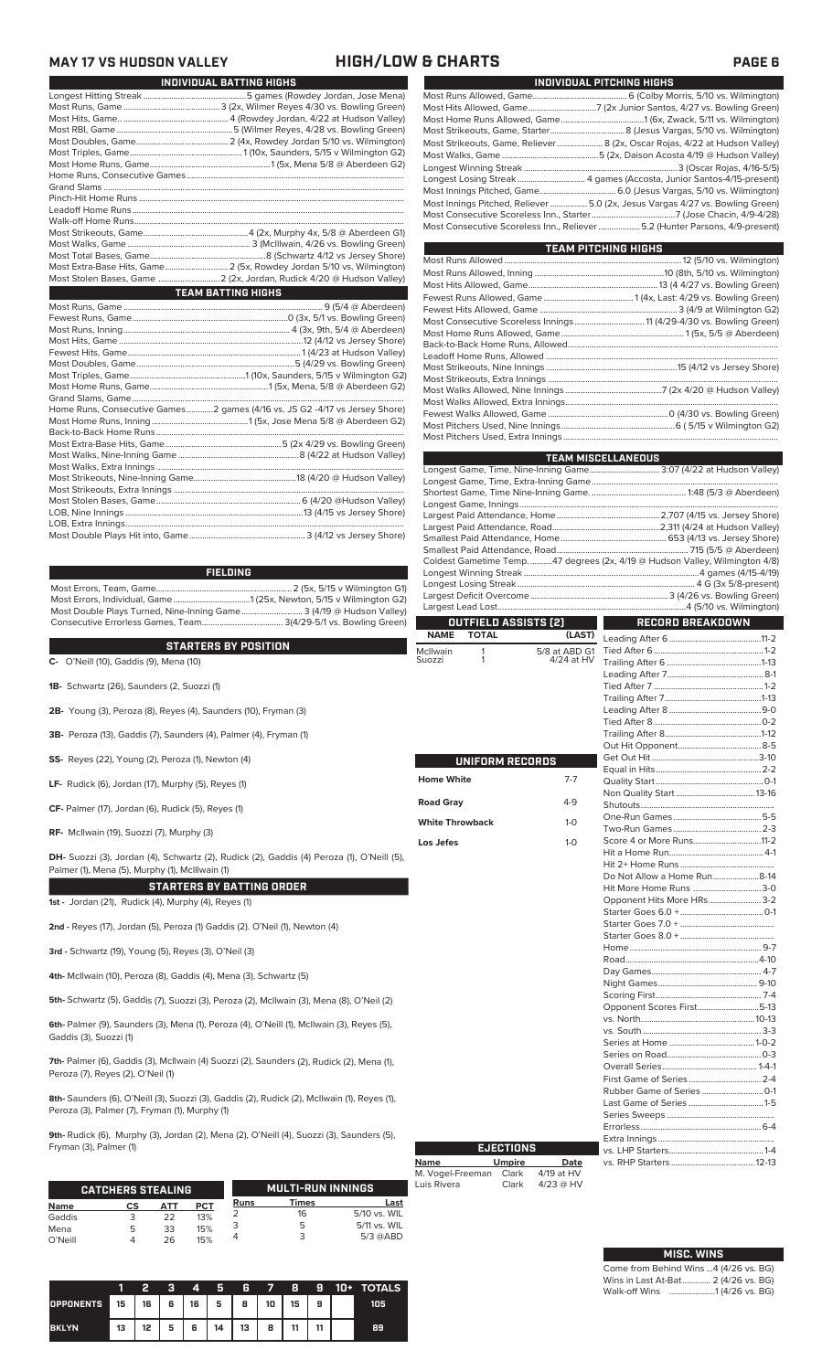# MAY 17 VS HUDSON VALLEY — HIGH/LOW & CHARTS

## INDIVIDUAL BATTING HIGHS

| | |
|---|---|
| Longest Hitting Streak | 5 games (Rowdey Jordan, Jose Mena) |
| Most Runs, Game | 3 (2x, Wilmer Reyes 4/30 vs. Bowling Green) |
| Most Hits, Game | 4 (Rowdey Jordan, 4/22 at Hudson Valley) |
| Most RBI, Game | 5 (Wilmer Reyes, 4/28 vs. Bowling Green) |
| Most Doubles, Game | 2 (4x, Rowdey Jordan 5/10 vs. Wilmington) |
| Most Triples, Game | 1 (10x, Saunders, 5/15 v Wilmington G2) |
| Most Home Runs, Game | 1 (5x, Mena 5/8 @ Aberdeen G2) |
| Home Runs, Consecutive Games | |
| Grand Slams | |
| Pinch-Hit Home Runs | |
| Leadoff Home Runs | |
| Walk-off Home Runs | |
| Most Strikeouts, Game | 4 (2x, Murphy 4x, 5/8 @ Aberdeen G1) |
| Most Walks, Game | 3 (McIlwain, 4/26 vs. Bowling Green) |
| Most Total Bases, Game | 8 (Schwartz 4/12 vs Jersey Shore) |
| Most Extra-Base Hits, Game | 2 (5x, Rowdey Jordan 5/10 vs. Wilmington) |
| Most Stolen Bases, Game | 2 (2x, Jordan, Rudick 4/20 @ Hudson Valley) |

## TEAM BATTING HIGHS

| | |
|---|---|
| Most Runs, Game | 9 (5/4 @ Aberdeen) |
| Fewest Runs, Game | 0 (3x, 5/1 vs. Bowling Green) |
| Most Runs, Inning | 4 (3x, 9th, 5/4 @ Aberdeen) |
| Most Hits, Game | 12 (4/12 vs Jersey Shore) |
| Fewest Hits, Game | 1 (4/23 at Hudson Valley) |
| Most Doubles, Game | 5 (4/29 vs. Bowling Green) |
| Most Triples, Game | 1 (10x, Saunders, 5/15 v Wilmington G2) |
| Most Home Runs, Game | 1 (5x, Mena, 5/8 @ Aberdeen G2) |
| Grand Slams, Game | |
| Home Runs, Consecutive Games | 2 games (4/16 vs. JS G2 -4/17 vs Jersey Shore) |
| Most Home Runs, Inning | 1 (5x, Jose Mena 5/8 @ Aberdeen G2) |
| Back-to-Back Home Runs | |
| Most Extra-Base Hits, Game | 5 (2x 4/29 vs. Bowling Green) |
| Most Walks, Nine-Inning Game | 8 (4/22 at Hudson Valley) |
| Most Walks, Extra Innings | |
| Most Strikeouts, Nine-Inning Game | 18 (4/20 @ Hudson Valley) |
| Most Strikeouts, Extra Innings | |
| Most Stolen Bases, Game | 6 (4/20 @Hudson Valley) |
| LOB, Nine Innings | 13 (4/15 vs Jersey Shore) |
| LOB, Extra Innings | |
| Most Double Plays Hit into, Game | 3 (4/12 vs Jersey Shore) |

## FIELDING

| | |
|---|---|
| Most Errors, Team, Game | 2 (5x, 5/15 v Wilmington G1) |
| Most Errors, Individual, Game | 1 (25x, Newton, 5/15 v Wilmington G2) |
| Most Double Plays Turned, Nine-Inning Game | 3 (4/19 @ Hudson Valley) |
| Consecutive Errorless Games, Team | 3(4/29-5/1 vs. Bowling Green) |

## STARTERS BY POSITION

**C-** O'Neill (10), Gaddis (9), Mena (10)

**1B-** Schwartz (26), Saunders (2, Suozzi (1)

**2B-** Young (3), Peroza (8), Reyes (4), Saunders (10), Fryman (3)

**3B-** Peroza (13), Gaddis (7), Saunders (4), Palmer (4), Fryman (1)

**SS-** Reyes (22), Young (2), Peroza (1), Newton (4)

**LF-** Rudick (6), Jordan (17), Murphy (5), Reyes (1)

**CF-** Palmer (17), Jordan (6), Rudick (5), Reyes (1)

**RF-** McIlwain (19), Suozzi (7), Murphy (3)

**DH-** Suozzi (3), Jordan (4), Schwartz (2), Rudick (2), Gaddis (4) Peroza (1), O'Neill (5), Palmer (1), Mena (5), Murphy (1), McIlwain (1)

## STARTERS BY BATTING ORDER

**1st -** Jordan (21), Rudick (4), Murphy (4), Reyes (1)

**2nd -** Reyes (17), Jordan (5), Peroza (1) Gaddis (2). O'Neil (1), Newton (4)

**3rd -** Schwartz (19), Young (5), Reyes (3), O'Neil (3)

**4th-** McIlwain (10), Peroza (8), Gaddis (4), Mena (3), Schwartz (5)

**5th-** Schwartz (5), Gaddis (7), Suozzi (3), Peroza (2), McIlwain (3), Mena (8), O'Neil (2)

**6th-** Palmer (9), Saunders (3), Mena (1), Peroza (4), O'Neil (1), McIlwain (1), Reyes (5), Gaddis (3), Suozzi (1)

**7th-** Palmer (6), Gaddis (3), McIlwain (4) Suozzi (2), Saunders (2), Rudick (2), Mena (1), Peroza (7), Reyes (2), O'Neil (1)

**8th-** Saunders (6), O'Neill (3), Suozzi (3), Gaddis (2), Rudick (2), McIlwain (3), Reyes (1), Peroza (3), Palmer (7), Fryman (1), Murphy (1)

**9th-** Rudick (6), Murphy (3), Jordan (2), Mena (2), O'Neill (4), Suozzi (5), Saunders (5), Fryman (3), Palmer (1)

## CATCHERS STEALING

| Name | CS | ATT | PCT |
|---|---|---|---|
| Gaddis | 3 | 22 | 13% |
| Mena | 5 | 33 | 15% |
| O'Neill | 4 | 26 | 15% |

## MULTI-RUN INNINGS

| Runs | Times | Last |
|---|---|---|
| 2 | 16 | 5/10 vs. WIL |
| 3 | 5 | 5/11 vs. WIL |
| 4 | 3 | 5/3 @ABD |

| | 1 | 2 | 3 | 4 | 5 | 6 | 7 | 8 | 9 | 10+ | TOTALS |
|---|---|---|---|---|---|---|---|---|---|---|---|
| OPPONENTS | 15 | 16 | 6 | 16 | 5 | 8 | 10 | 15 | 9 | | 105 |
| BKLYN | 13 | 12 | 5 | 6 | 14 | 13 | 8 | 11 | 11 | | 89 |

## INDIVIDUAL PITCHING HIGHS

| | |
|---|---|
| Most Runs Allowed, Game | 6 (Colby Morris, 5/10 vs. Wilmington) |
| Most Hits Allowed, Game | 7 (2x Junior Santos, 4/27 vs. Bowling Green) |
| Most Home Runs Allowed, Game | 1 (6x, Zwack, 5/11 vs. Wilmington) |
| Most Strikeouts, Game, Starter | 8 (Jesus Vargas, 5/10 vs. Wilmington) |
| Most Strikeouts, Game, Reliever | 8 (2x, Oscar Rojas, 4/22 at Hudson Valley) |
| Most Walks, Game | 5 (2x, Daison Acosta 4/19 @ Hudson Valley) |
| Longest Winning Streak | 3 (Oscar Rojas, 4/16-5/5) |
| Longest Losing Streak | 4 games (Accosta, Junior Santos-4/15-present) |
| Most Innings Pitched, Game | 6.0 (Jesus Vargas, 5/10 vs. Wilmington) |
| Most Innings Pitched, Reliever | 5.0 (2x, Jesus Vargas 4/27 vs. Bowling Green) |
| Most Consecutive Scoreless Inn., Starter | 7 (Jose Chacin, 4/9-4/28) |
| Most Consecutive Scoreless Inn., Reliever | 5.2 (Hunter Parsons, 4/9-present) |

## TEAM PITCHING HIGHS

| | |
|---|---|
| Most Runs Allowed | 12 (5/10 vs. Wilmington) |
| Most Runs Allowed, Inning | 10 (8th, 5/10 vs. Wilmington) |
| Most Hits Allowed, Game | 13 (4 4/27 vs. Bowling Green) |
| Fewest Runs Allowed, Game | 1 (4x, Last: 4/29 vs. Bowling Green) |
| Fewest Hits Allowed, Game | 3 (4/9 at Wilmington G2) |
| Most Consecutive Scoreless Innings | 11 (4/29-4/30 vs. Bowling Green) |
| Most Home Runs Allowed, Game | 1 (5x, 5/5 @ Aberdeen) |
| Back-to-Back Home Runs, Allowed | |
| Leadoff Home Runs, Allowed | |
| Most Strikeouts, Nine Innings | 15 (4/12 vs Jersey Shore) |
| Most Strikeouts, Extra Innings | |
| Most Walks Allowed, Nine Innings | 7 (2x 4/20 @ Hudson Valley) |
| Most Walks Allowed, Extra Innings | |
| Fewest Walks Allowed, Game | 0 (4/30 vs. Bowling Green) |
| Most Pitchers Used, Nine Innings | 6 ( 5/15 v Wilmington G2) |
| Most Pitchers Used, Extra Innings | |

## TEAM MISCELLANEOUS

| | |
|---|---|
| Longest Game, Time, Nine-Inning Game | 3:07 (4/22 at Hudson Valley) |
| Longest Game, Time, Extra-Inning Game | |
| Shortest Game, Time Nine-Inning Game. | 1:48 (5/3 @ Aberdeen) |
| Longest Game, Innings | |
| Largest Paid Attendance, Home | 2,707 (4/15 vs. Jersey Shore) |
| Largest Paid Attendance, Road | 2,311 (4/24 at Hudson Valley) |
| Smallest Paid Attendance, Home | 653 (4/13 vs. Jersey Shore) |
| Smallest Paid Attendance, Road | 715 (5/5 @ Aberdeen) |
| Coldest Gametime Temp. | 47 degrees (2x, 4/19 @ Hudson Valley, Wilmington 4/8) |
| Longest Winning Streak | 4 games (4/15-4/19) |
| Longest Losing Streak | 4 G (3x 5/8-present) |
| Largest Deficit Overcome | 3 (4/26 vs. Bowling Green) |
| Largest Lead Lost | 4 (5/10 vs. Wilmington) |

## OUTFIELD ASSISTS (2)

| NAME | TOTAL | (LAST) |
|---|---|---|
| McIlwain | 1 | 5/8 at ABD G1 |
| Suozzi | 1 | 4/24 at HV |

## UNIFORM RECORDS

| | |
|---|---|
| Home White | 7-7 |
| Road Gray | 4-9 |
| White Throwback | 1-0 |
| Los Jefes | 1-0 |

## EJECTIONS

| Name | Umpire | Date |
|---|---|---|
| M. Vogel-Freeman | Clark | 4/19 at HV |
| Luis Rivera | Clark | 4/23 @ HV |

## RECORD BREAKDOWN

| | |
|---|---|
| Leading After 6 | 11-2 |
| Tied After 6 | 1-2 |
| Trailing After 6 | 1-13 |
| Leading After 7 | 8-1 |
| Tied After 7 | 1-2 |
| Trailing After 7 | 1-13 |
| Leading After 8 | 9-0 |
| Tied After 8 | 0-2 |
| Trailing After 8 | 1-12 |
| Out Hit Opponent | 8-5 |
| Get Out Hit | 3-10 |
| Equal in Hits | 2-2 |
| Quality Start | 0-1 |
| Non Quality Start | 13-16 |
| Shutouts | |
| One-Run Games | 5-5 |
| Two-Run Games | 2-3 |
| Score 4 or More Runs | 11-2 |
| Hit a Home Run | 4-1 |
| Hit 2+ Home Runs | |
| Do Not Allow a Home Run | 8-14 |
| Hit More Home Runs | 3-0 |
| Opponent Hits More HRs | 3-2 |
| Starter Goes 6.0 + | 0-1 |
| Starter Goes 7.0 + | |
| Starter Goes 8.0 + | |
| Home | 9-7 |
| Road | 4-10 |
| Day Games | 4-7 |
| Night Games | 9-10 |
| Scoring First | 7-4 |
| Opponent Scores First | 5-13 |
| vs. North | 10-13 |
| vs. South | 3-3 |
| Series at Home | 1-0-2 |
| Series on Road | 0-3 |
| Overall Series | 1-4-1 |
| First Game of Series | 2-4 |
| Rubber Game of Series | 0-1 |
| Last Game of Series | 1-5 |
| Series Sweeps | |
| Errorless | 6-4 |
| Extra Innings | |
| vs. LHP Starters | 1-4 |
| vs. RHP Starters | 12-13 |

## MISC. WINS

| | |
|---|---|
| Come from Behind Wins | 4 (4/26 vs. BG) |
| Wins in Last At-Bat | 2 (4/26 vs. BG) |
| Walk-off Wins | 1 (4/26 vs. BG) |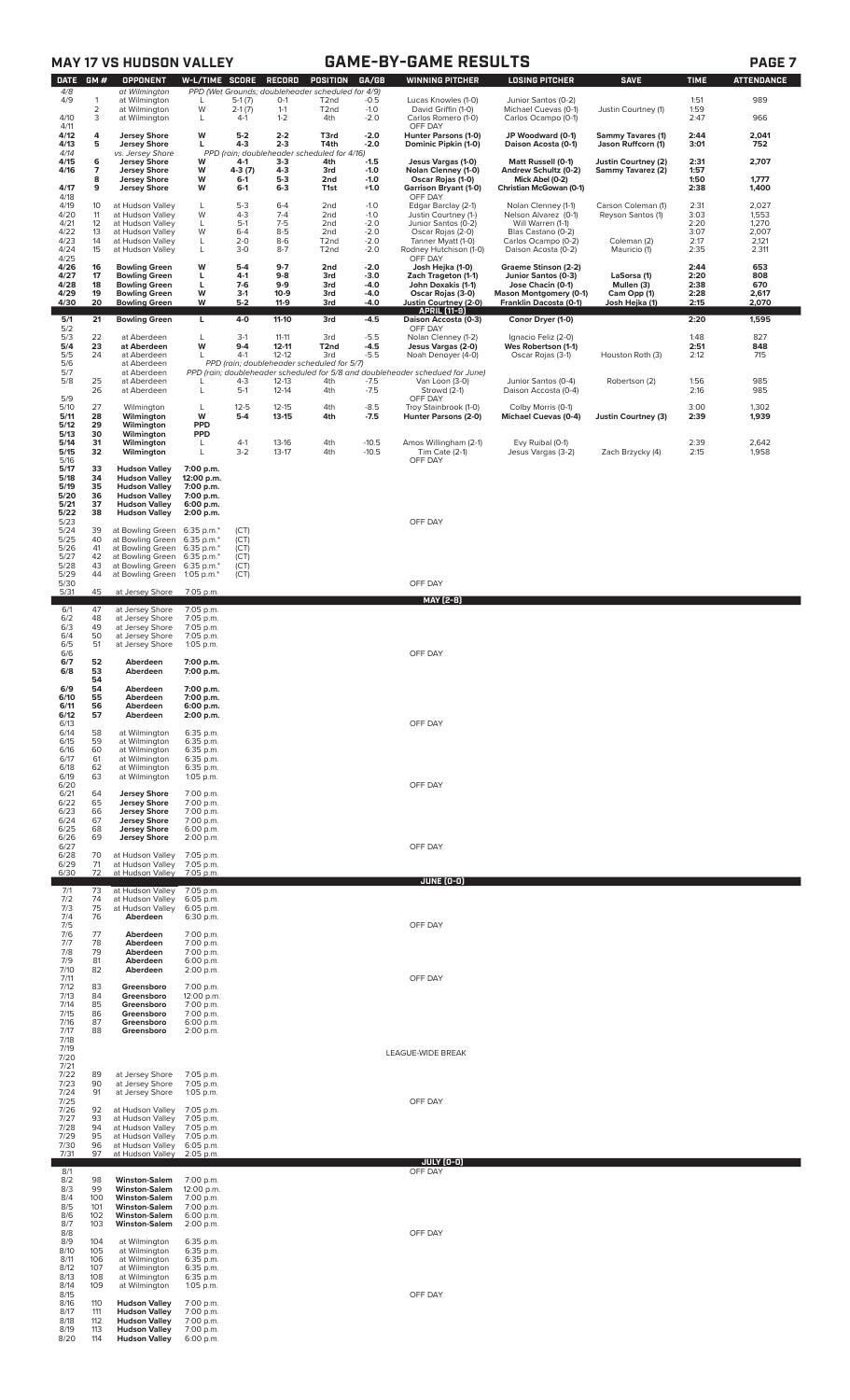## MAY 17 VS HUDSON VALLEY — GAME-BY-GAME RESULTS

| DATE | GM # | OPPONENT | W-L/TIME | SCORE | RECORD | POSITION | GA/GB | WINNING PITCHER | LOSING PITCHER | SAVE | TIME | ATTENDANCE |
|---|---|---|---|---|---|---|---|---|---|---|---|---|
| 4/8 | | at Wilmington | PPD (Wet Grounds; doubleheader scheduled for 4/9) | | | | | | | | | |
| 4/9 | 1 | at Wilmington | L | 5-1 (7) | 0-1 | T2nd | -0.5 | Lucas Knowles (1-0) | Junior Santos (0-2) | | 1:51 | 989 |
| | 2 | at Wilmington | W | 2-1 (7) | 1-1 | T2nd | -1.0 | David Griffin (1-0) | Michael Cuevas (0-1) | Justin Courtney (1) | 1:59 | |
| 4/10 | 3 | at Wilmington | L | 4-1 | 1-2 | 4th | -2.0 | Carlos Romero (1-0) | Carlos Ocampo (0-1) | | 2:47 | 966 |
| 4/11 | | | | | | | | OFF DAY | | | | |
| 4/12 | 4 | Jersey Shore | W | 5-2 | 2-2 | T3rd | -2.0 | Hunter Parsons (1-0) | JP Woodward (0-1) | Sammy Tavares (1) | 2:44 | 2,041 |
| 4/13 | 5 | Jersey Shore | L | 4-3 | 2-3 | T4th | -2.0 | Dominic Pipkin (1-0) | Daison Acosta (0-1) | Jason Ruffcorn (1) | 3:01 | 752 |
| 4/14 | | vs. Jersey Shore | PPD (rain; doubleheader scheduled for 4/16) | | | | | | | | | |
| 4/15 | 6 | Jersey Shore | W | 4-1 | 3-3 | 4th | -1.5 | Jesus Vargas (1-0) | Matt Russell (0-1) | Justin Courtney (2) | 2:31 | 2,707 |
| 4/16 | 7 | Jersey Shore | W | 4-3 (7) | 4-3 | 3rd | -1.0 | Nolan Clenney (1-0) | Andrew Schultz (0-2) | Sammy Tavarez (2) | 1:57 | |
| | 8 | Jersey Shore | W | 6-1 | 5-3 | 2nd | -1.0 | Oscar Rojas (1-0) | Mick Abel (0-2) | | 1:50 | 1,777 |
| 4/17 | 9 | Jersey Shore | W | 6-1 | 6-3 | T1st | +1.0 | Garrison Bryant (1-0) | Christian McGowan (0-1) | | 2:38 | 1,400 |
| 4/18 | | | | | | | | OFF DAY | | | | |
| 4/19 | 10 | at Hudson Valley | L | 5-3 | 6-4 | 2nd | -1.0 | Edgar Barclay (2-1) | Nolan Clenney (1-1) | Carson Coleman (1) | 2:31 | 2,027 |
| 4/20 | 11 | at Hudson Valley | W | 4-3 | 7-4 | 2nd | -1.0 | Justin Courtney (1-) | Nelson Alvarez (0-1) | Reyson Santos (1) | 3:03 | 1,553 |
| 4/21 | 12 | at Hudson Valley | L | 5-1 | 7-5 | 2nd | -2.0 | Junior Santos (0-2) | Will Warren (1-1) | | 2:20 | 1,270 |
| 4/22 | 13 | at Hudson Valley | W | 6-4 | 8-5 | 2nd | -2.0 | Oscar Rojas (2-0) | Blas Castano (0-2) | | 3:07 | 2,007 |
| 4/23 | 14 | at Hudson Valley | L | 2-0 | 8-6 | T2nd | -2.0 | Tanner Myatt (1-0) | Carlos Ocampo (0-2) | Coleman (2) | 2:17 | 2,121 |
| 4/24 | 15 | at Hudson Valley | L | 3-0 | 8-7 | T2nd | -2.0 | Rodney Hutchison (1-0) | Daison Acosta (0-2) | Mauricio (1) | 2:35 | 2,311 |
| 4/25 | | | | | | | | OFF DAY | | | | |
| 4/26 | 16 | Bowling Green | W | 5-4 | 9-7 | 2nd | -2.0 | Josh Hejka (1-0) | Graeme Stinson (2-2) | | 2:44 | 653 |
| 4/27 | 17 | Bowling Green | L | 4-1 | 9-8 | 3rd | -3.0 | Zach Trageton (1-1) | Junior Santos (0-3) | LaSorsa (1) | 2:20 | 808 |
| 4/28 | 18 | Bowling Green | L | 7-6 | 9-9 | 3rd | -4.0 | John Doxakis (1-1) | Jose Chacin (0-1) | Mullen (3) | 2:38 | 670 |
| 4/29 | 19 | Bowling Green | W | 3-1 | 10-9 | 3rd | -4.0 | Oscar Rojas (3-0) | Mason Montgomery (0-1) | Cam Opp (1) | 2:28 | 2,617 |
| 4/30 | 20 | Bowling Green | W | 5-2 | 11-9 | 3rd | -4.0 | Justin Courtney (2-0) | Franklin Dacosta (0-1) | Josh Hejka (1) | 2:15 | 2,070 |
| | | | | | | | | **APRIL (11-9)** | | | | |
| 5/1 | 21 | Bowling Green | L | 4-0 | 11-10 | 3rd | -4.5 | Daison Accosta (0-3) | Conor Dryer (1-0) | | 2:20 | 1,595 |
| 5/2 | | | | | | | | OFF DAY | | | | |
| 5/3 | 22 | at Aberdeen | L | 3-1 | 11-11 | 3rd | -5.5 | Nolan Clenney (1-2) | Ignacio Feliz (2-0) | | 1:48 | 827 |
| 5/4 | 23 | at Aberdeen | W | 9-4 | 12-11 | T2nd | -4.5 | Jesus Vargas (2-0) | Wes Robertson (1-1) | | 2:51 | 848 |
| 5/5 | 24 | at Aberdeen | L | 4-1 | 12-12 | 3rd | -5.5 | Noah Denoyer (4-0) | Oscar Rojas (3-1) | Houston Roth (3) | 2:12 | 715 |
| 5/6 | | at Aberdeen | PPD (rain; doubleheader scheduled for 5/7) | | | | | | | | | |
| 5/7 | | at Aberdeen | PPD (rain; doubleheader scheduled for 5/8 and doubleheader scheduled for June) | | | | | | | | | |
| 5/8 | 25 | at Aberdeen | L | 4-3 | 12-13 | 4th | -7.5 | Van Loon (3-0) | Junior Santos (0-4) | Robertson (2) | 1:56 | 985 |
| | 26 | at Aberdeen | L | 5-1 | 12-14 | 4th | -7.5 | Strowd (2-1) | Daison Accosta (0-4) | | 2:16 | 985 |
| 5/9 | | | | | | | | OFF DAY | | | | |
| 5/10 | 27 | Wilmington | L | 12-5 | 12-15 | 4th | -8.5 | Troy Stainbrook (1-0) | Colby Morris (0-1) | | 3:00 | 1,302 |
| 5/11 | 28 | Wilmington | W | 5-4 | 13-15 | 4th | -7.5 | Hunter Parsons (2-0) | Michael Cuevas (0-4) | Justin Courtney (3) | 2:39 | 1,939 |
| 5/12 | 29 | Wilmington | PPD | | | | | | | | | |
| 5/13 | 30 | Wilmington | PPD | | | | | | | | | |
| 5/14 | 31 | Wilmington | L | 4-1 | 13-16 | 4th | -10.5 | Amos Willingham (2-1) | Evy Ruibal (0-1) | | 2:39 | 2,642 |
| 5/15 | 32 | Wilmington | L | 3-2 | 13-17 | 4th | -10.5 | Tim Cate (2-1) | Jesus Vargas (3-2) | Zach Brzycky (4) | 2:15 | 1,958 |
| 5/16 | | | | | | | | OFF DAY | | | | |
| 5/17 | 33 | Hudson Valley | 7:00 p.m. | | | | | | | | | |
| 5/18 | 34 | Hudson Valley | 12:00 p.m. | | | | | | | | | |
| 5/19 | 35 | Hudson Valley | 7:00 p.m. | | | | | | | | | |
| 5/20 | 36 | Hudson Valley | 7:00 p.m. | | | | | | | | | |
| 5/21 | 37 | Hudson Valley | 6:00 p.m. | | | | | | | | | |
| 5/22 | 38 | Hudson Valley | 2:00 p.m. | | | | | | | | | |
| 5/23 | | | | | | | | OFF DAY | | | | |
| 5/24 | 39 | at Bowling Green | 6:35 p.m.* | (CT) | | | | | | | | |
| 5/25 | 40 | at Bowling Green | 6:35 p.m.* | (CT) | | | | | | | | |
| 5/26 | 41 | at Bowling Green | 6:35 p.m.* | (CT) | | | | | | | | |
| 5/27 | 42 | at Bowling Green | 6:35 p.m.* | (CT) | | | | | | | | |
| 5/28 | 43 | at Bowling Green | 6:35 p.m.* | (CT) | | | | | | | | |
| 5/29 | 44 | at Bowling Green | 1:05 p.m.* | (CT) | | | | | | | | |
| 5/30 | | | | | | | | OFF DAY | | | | |
| 5/31 | 45 | at Jersey Shore | 7:05 p.m. | | | | | | | | | |
| | | | | | | | | **MAY (2-8)** | | | | |
| 6/1 | 47 | at Jersey Shore | 7:05 p.m. | | | | | | | | | |
| 6/2 | 48 | at Jersey Shore | 7:05 p.m. | | | | | | | | | |
| 6/3 | 49 | at Jersey Shore | 7:05 p.m. | | | | | | | | | |
| 6/4 | 50 | at Jersey Shore | 7:05 p.m. | | | | | | | | | |
| 6/5 | 51 | at Jersey Shore | 1:05 p.m. | | | | | | | | | |
| 6/6 | | | | | | | | OFF DAY | | | | |
| 6/7 | 52 | Aberdeen | 7:00 p.m. | | | | | | | | | |
| 6/8 | 53 | Aberdeen | 7:00 p.m. | | | | | | | | | |
| | 54 | | | | | | | | | | | |
| 6/9 | 54 | Aberdeen | 7:00 p.m. | | | | | | | | | |
| 6/10 | 55 | Aberdeen | 7:00 p.m. | | | | | | | | | |
| 6/11 | 56 | Aberdeen | 6:00 p.m. | | | | | | | | | |
| 6/12 | 57 | Aberdeen | 2:00 p.m. | | | | | | | | | |
| 6/13 | | | | | | | | OFF DAY | | | | |
| 6/14 | 58 | at Wilmington | 6:35 p.m. | | | | | | | | | |
| 6/15 | 59 | at Wilmington | 6:35 p.m. | | | | | | | | | |
| 6/16 | 60 | at Wilmington | 6:35 p.m. | | | | | | | | | |
| 6/17 | 61 | at Wilmington | 6:35 p.m. | | | | | | | | | |
| 6/18 | 62 | at Wilmington | 6:35 p.m. | | | | | | | | | |
| 6/19 | 63 | at Wilmington | 1:05 p.m. | | | | | | | | | |
| 6/20 | | | | | | | | OFF DAY | | | | |
| 6/21 | 64 | Jersey Shore | 7:00 p.m. | | | | | | | | | |
| 6/22 | 65 | Jersey Shore | 7:00 p.m. | | | | | | | | | |
| 6/23 | 66 | Jersey Shore | 7:00 p.m. | | | | | | | | | |
| 6/24 | 67 | Jersey Shore | 7:00 p.m. | | | | | | | | | |
| 6/25 | 68 | Jersey Shore | 6:00 p.m. | | | | | | | | | |
| 6/26 | 69 | Jersey Shore | 2:00 p.m. | | | | | | | | | |
| 6/27 | | | | | | | | OFF DAY | | | | |
| 6/28 | 70 | at Hudson Valley | 7:05 p.m. | | | | | | | | | |
| 6/29 | 71 | at Hudson Valley | 7:05 p.m. | | | | | | | | | |
| 6/30 | 72 | at Hudson Valley | 7:05 p.m. | | | | | | | | | |
| | | | | | | | | **JUNE (0-0)** | | | | |
| 7/1 | 73 | at Hudson Valley | 7:05 p.m. | | | | | | | | | |
| 7/2 | 74 | at Hudson Valley | 6:05 p.m. | | | | | | | | | |
| 7/3 | 75 | at Hudson Valley | 6:05 p.m. | | | | | | | | | |
| 7/4 | 76 | Aberdeen | 6:30 p.m. | | | | | | | | | |
| 7/5 | | | | | | | | OFF DAY | | | | |
| 7/6 | 77 | Aberdeen | 7:00 p.m. | | | | | | | | | |
| 7/7 | 78 | Aberdeen | 7:00 p.m. | | | | | | | | | |
| 7/8 | 79 | Aberdeen | 7:00 p.m. | | | | | | | | | |
| 7/9 | 81 | Aberdeen | 6:00 p.m. | | | | | | | | | |
| 7/10 | 82 | Aberdeen | 2:00 p.m. | | | | | | | | | |
| 7/11 | | | | | | | | OFF DAY | | | | |
| 7/12 | 83 | Greensboro | 7:00 p.m. | | | | | | | | | |
| 7/13 | 84 | Greensboro | 12:00 p.m. | | | | | | | | | |
| 7/14 | 85 | Greensboro | 7:00 p.m. | | | | | | | | | |
| 7/15 | 86 | Greensboro | 7:00 p.m. | | | | | | | | | |
| 7/16 | 87 | Greensboro | 6:00 p.m. | | | | | | | | | |
| 7/17 | 88 | Greensboro | 2:00 p.m. | | | | | | | | | |
| 7/18 | | | | | | | | | | | | |
| 7/19 | | | | | | | | | | | | |
| 7/20 | | | | | | | | LEAGUE-WIDE BREAK | | | | |
| 7/21 | | | | | | | | | | | | |
| 7/22 | 89 | at Jersey Shore | 7:05 p.m. | | | | | | | | | |
| 7/23 | 90 | at Jersey Shore | 7:05 p.m. | | | | | | | | | |
| 7/24 | 91 | at Jersey Shore | 1:05 p.m. | | | | | | | | | |
| 7/25 | | | | | | | | OFF DAY | | | | |
| 7/26 | 92 | at Hudson Valley | 7:05 p.m. | | | | | | | | | |
| 7/27 | 93 | at Hudson Valley | 7:05 p.m. | | | | | | | | | |
| 7/28 | 94 | at Hudson Valley | 7:05 p.m. | | | | | | | | | |
| 7/29 | 95 | at Hudson Valley | 7:05 p.m. | | | | | | | | | |
| 7/30 | 96 | at Hudson Valley | 6:05 p.m. | | | | | | | | | |
| 7/31 | 97 | at Hudson Valley | 2:05 p.m. | | | | | | | | | |
| | | | | | | | | **JULY (0-0)** | | | | |
| 8/1 | | | | | | | | OFF DAY | | | | |
| 8/2 | 98 | Winston-Salem | 7:00 p.m. | | | | | | | | | |
| 8/3 | 99 | Winston-Salem | 12:00 p.m. | | | | | | | | | |
| 8/4 | 100 | Winston-Salem | 7:00 p.m. | | | | | | | | | |
| 8/5 | 101 | Winston-Salem | 7:00 p.m. | | | | | | | | | |
| 8/6 | 102 | Winston-Salem | 6:00 p.m. | | | | | | | | | |
| 8/7 | 103 | Winston-Salem | 2:00 p.m. | | | | | | | | | |
| 8/8 | | | | | | | | OFF DAY | | | | |
| 8/9 | 104 | at Wilmington | 6:35 p.m. | | | | | | | | | |
| 8/10 | 105 | at Wilmington | 6:35 p.m. | | | | | | | | | |
| 8/11 | 106 | at Wilmington | 6:35 p.m. | | | | | | | | | |
| 8/12 | 107 | at Wilmington | 6:35 p.m. | | | | | | | | | |
| 8/13 | 108 | at Wilmington | 6:35 p.m. | | | | | | | | | |
| 8/14 | 109 | at Wilmington | 1:05 p.m. | | | | | | | | | |
| 8/15 | | | | | | | | OFF DAY | | | | |
| 8/16 | 110 | Hudson Valley | 7:00 p.m. | | | | | | | | | |
| 8/17 | 111 | Hudson Valley | 7:00 p.m. | | | | | | | | | |
| 8/18 | 112 | Hudson Valley | 7:00 p.m. | | | | | | | | | |
| 8/19 | 113 | Hudson Valley | 7:00 p.m. | | | | | | | | | |
| 8/20 | 114 | Hudson Valley | 6:00 p.m. | | | | | | | | | |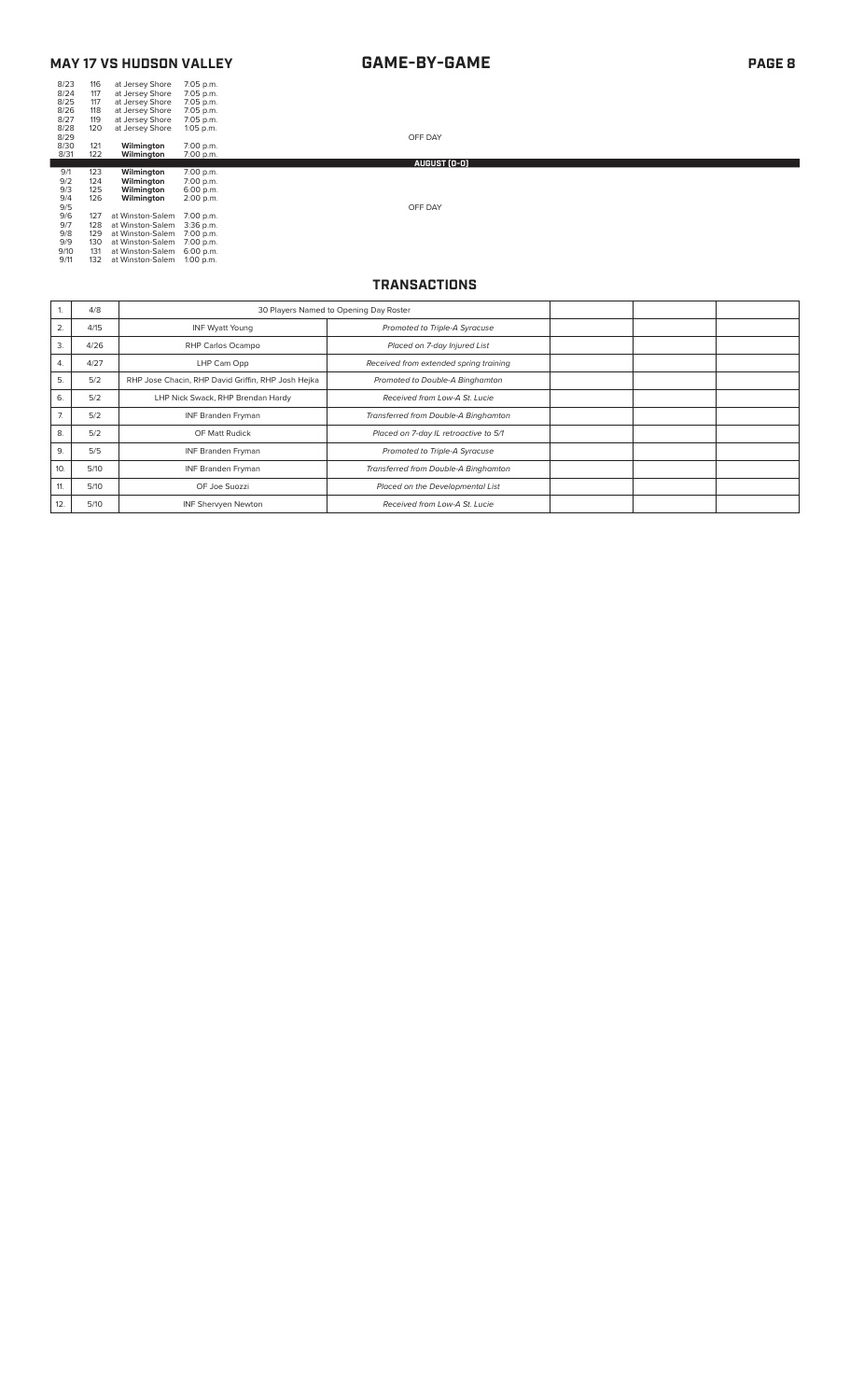## GAME-BY-GAME

| | | | | |
|---|---|---|---|---|
| 8/23 | 116 | at Jersey Shore | 7:05 p.m. | |
| 8/24 | 117 | at Jersey Shore | 7:05 p.m. | |
| 8/25 | 117 | at Jersey Shore | 7:05 p.m. | |
| 8/26 | 118 | at Jersey Shore | 7:05 p.m. | |
| 8/27 | 119 | at Jersey Shore | 7:05 p.m. | |
| 8/28 | 120 | at Jersey Shore | 1:05 p.m. | |
| 8/29 | | | | OFF DAY |
| 8/30 | 121 | **Wilmington** | 7:00 p.m. | |
| 8/31 | 122 | **Wilmington** | 7:00 p.m. | |

**AUGUST (0-0)**

| | | | | |
|---|---|---|---|---|
| 9/1 | 123 | **Wilmington** | 7:00 p.m. | |
| 9/2 | 124 | **Wilmington** | 7:00 p.m. | |
| 9/3 | 125 | **Wilmington** | 6:00 p.m. | |
| 9/4 | 126 | **Wilmington** | 2:00 p.m. | |
| 9/5 | | | | OFF DAY |
| 9/6 | 127 | at Winston-Salem | 7:00 p.m. | |
| 9/7 | 128 | at Winston-Salem | 3:36 p.m. | |
| 9/8 | 129 | at Winston-Salem | 7:00 p.m. | |
| 9/9 | 130 | at Winston-Salem | 7:00 p.m. | |
| 9/10 | 131 | at Winston-Salem | 6:00 p.m. | |
| 9/11 | 132 | at Winston-Salem | 1:00 p.m. | |

## TRANSACTIONS

| | | | | | | |
|---|---|---|---|---|---|---|
| 1. | 4/8 | 30 Players Named to Opening Day Roster | | | | |
| 2. | 4/15 | INF Wyatt Young | *Promoted to Triple-A Syracuse* | | | |
| 3. | 4/26 | RHP Carlos Ocampo | *Placed on 7-day Injured List* | | | |
| 4. | 4/27 | LHP Cam Opp | *Received from extended spring training* | | | |
| 5. | 5/2 | RHP Jose Chacin, RHP David Griffin, RHP Josh Hejka | *Promoted to Double-A Binghamton* | | | |
| 6. | 5/2 | LHP Nick Swack, RHP Brendan Hardy | *Received from Low-A St. Lucie* | | | |
| 7. | 5/2 | INF Branden Fryman | *Transferred from Double-A Binghamton* | | | |
| 8. | 5/2 | OF Matt Rudick | *Placed on 7-day IL retroactive to 5/1* | | | |
| 9. | 5/5 | INF Branden Fryman | *Promoted to Triple-A Syracuse* | | | |
| 10. | 5/10 | INF Branden Fryman | *Transferred from Double-A Binghamton* | | | |
| 11. | 5/10 | OF Joe Suozzi | *Placed on the Developmental List* | | | |
| 12. | 5/10 | INF Shervyen Newton | *Received from Low-A St. Lucie* | | | |